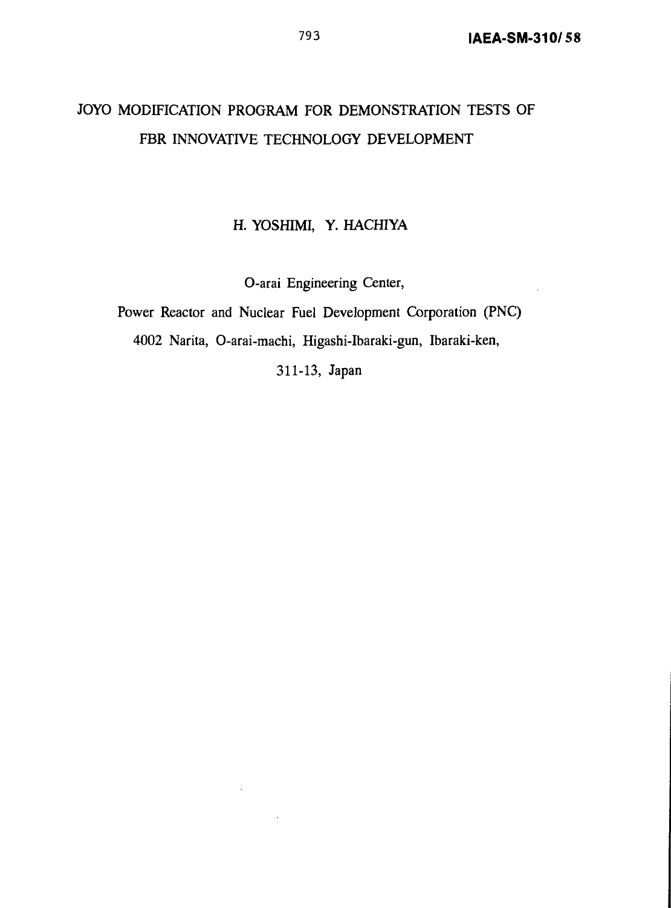IAEA-SM-310/58

# JOYO MODIFICATION PROGRAM FOR DEMONSTRATION TESTS OF FBR INNOVATIVE TECHNOLOGY DEVELOPMENT

H. YOSHIMI, Y. HACHIYA

O-arai Engineering Center,
Power Reactor and Nuclear Fuel Development Corporation (PNC)
4002 Narita, O-arai-machi, Higashi-Ibaraki-gun, Ibaraki-ken,
311-13, Japan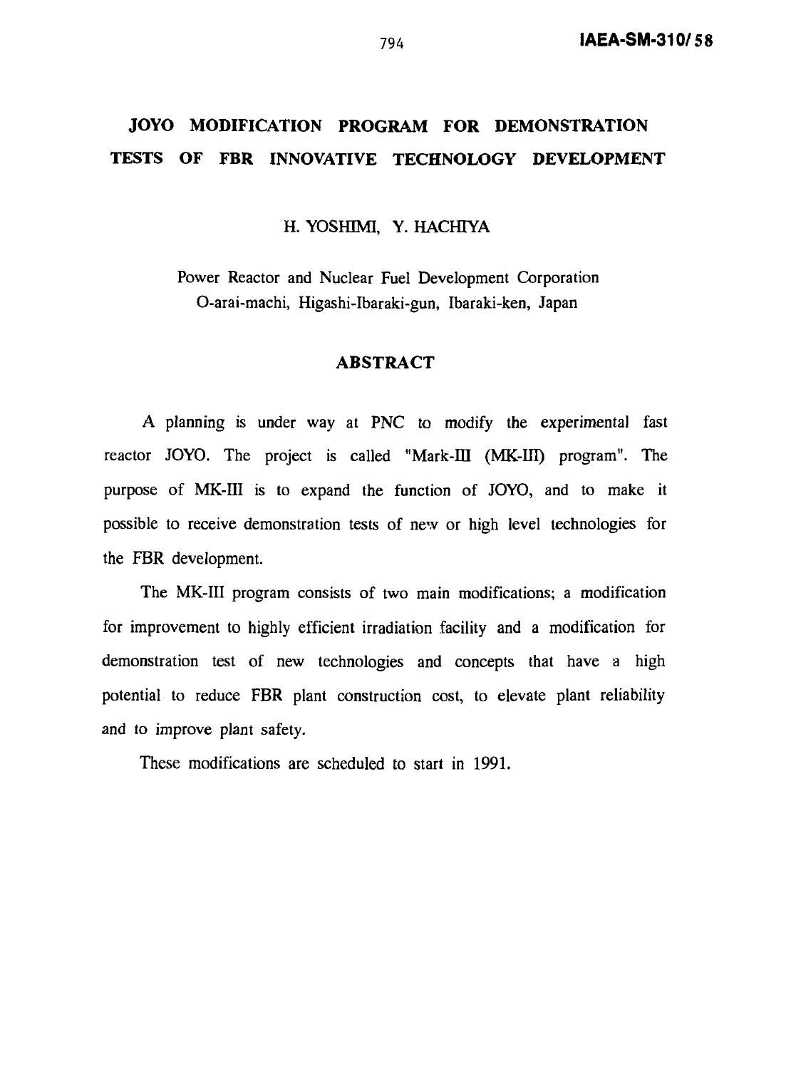# JOYO MODIFICATION PROGRAM FOR DEMONSTRATION TESTS OF FBR INNOVATIVE TECHNOLOGY DEVELOPMENT

H. YOSHIMI, Y. HACHIYA

Power Reactor and Nuclear Fuel Development Corporation
O-arai-machi, Higashi-Ibaraki-gun, Ibaraki-ken, Japan

## ABSTRACT

A planning is under way at PNC to modify the experimental fast reactor JOYO. The project is called "Mark-III (MK-III) program". The purpose of MK-III is to expand the function of JOYO, and to make it possible to receive demonstration tests of new or high level technologies for the FBR development.

The MK-III program consists of two main modifications; a modification for improvement to highly efficient irradiation facility and a modification for demonstration test of new technologies and concepts that have a high potential to reduce FBR plant construction cost, to elevate plant reliability and to improve plant safety.

These modifications are scheduled to start in 1991.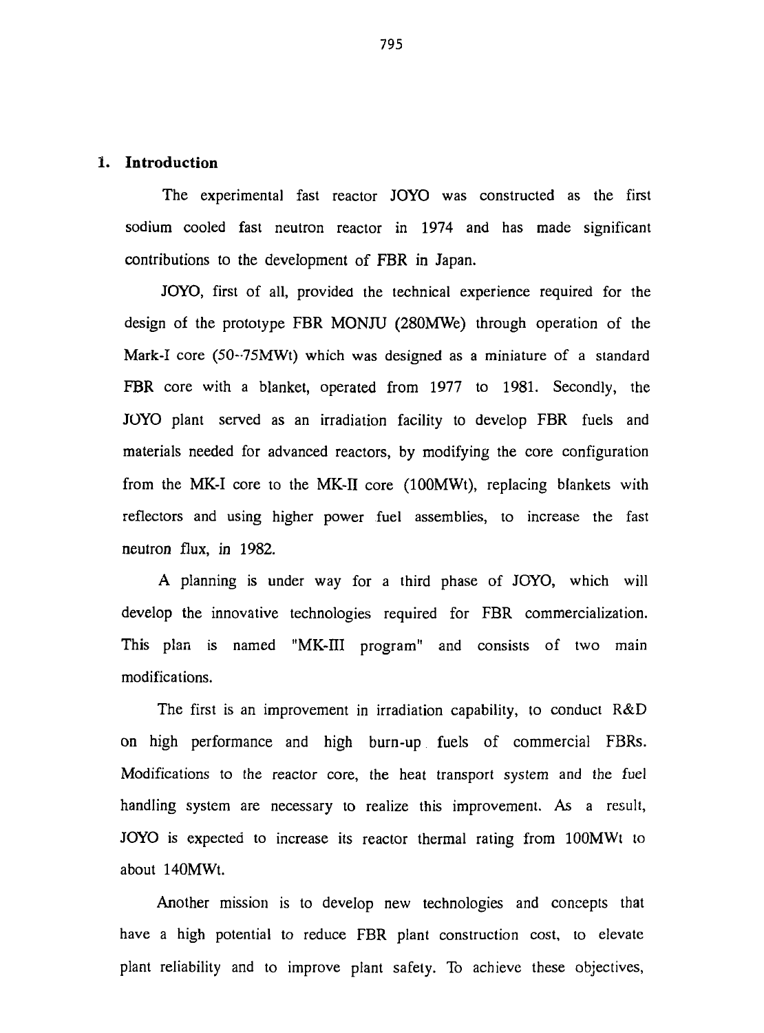# 1. Introduction

The experimental fast reactor JOYO was constructed as the first sodium cooled fast neutron reactor in 1974 and has made significant contributions to the development of FBR in Japan.

JOYO, first of all, provided the technical experience required for the design of the prototype FBR MONJU (280MWe) through operation of the Mark-I core (50~75MWt) which was designed as a miniature of a standard FBR core with a blanket, operated from 1977 to 1981. Secondly, the JOYO plant served as an irradiation facility to develop FBR fuels and materials needed for advanced reactors, by modifying the core configuration from the MK-I core to the MK-II core (100MWt), replacing blankets with reflectors and using higher power fuel assemblies, to increase the fast neutron flux, in 1982.

A planning is under way for a third phase of JOYO, which will develop the innovative technologies required for FBR commercialization. This plan is named "MK-III program" and consists of two main modifications.

The first is an improvement in irradiation capability, to conduct R&D on high performance and high burn-up fuels of commercial FBRs. Modifications to the reactor core, the heat transport system and the fuel handling system are necessary to realize this improvement. As a result, JOYO is expected to increase its reactor thermal rating from 100MWt to about 140MWt.

Another mission is to develop new technologies and concepts that have a high potential to reduce FBR plant construction cost, to elevate plant reliability and to improve plant safety. To achieve these objectives,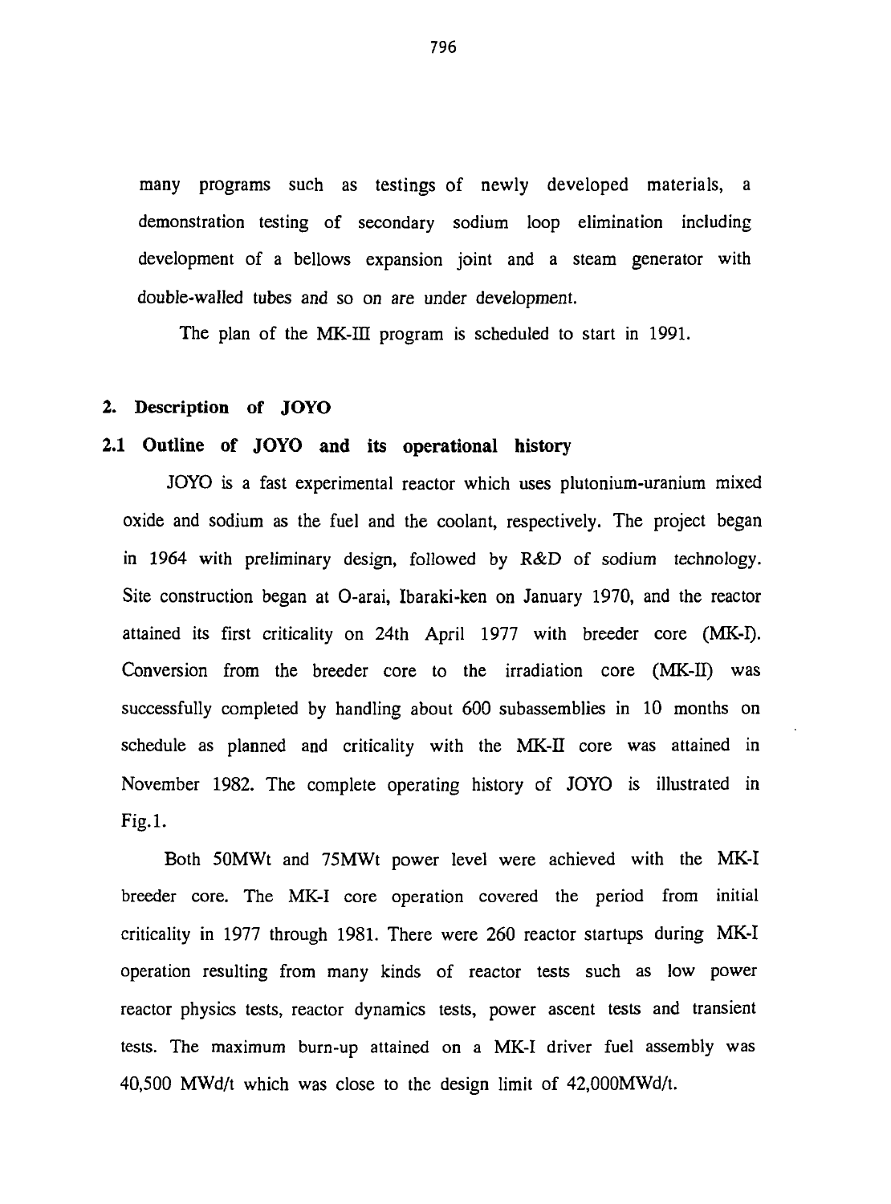many programs such as testings of newly developed materials, a demonstration testing of secondary sodium loop elimination including development of a bellows expansion joint and a steam generator with double-walled tubes and so on are under development.

The plan of the MK-III program is scheduled to start in 1991.

## 2. Description of JOYO

### 2.1 Outline of JOYO and its operational history

JOYO is a fast experimental reactor which uses plutonium-uranium mixed oxide and sodium as the fuel and the coolant, respectively. The project began in 1964 with preliminary design, followed by R&D of sodium technology. Site construction began at O-arai, Ibaraki-ken on January 1970, and the reactor attained its first criticality on 24th April 1977 with breeder core (MK-I). Conversion from the breeder core to the irradiation core (MK-II) was successfully completed by handling about 600 subassemblies in 10 months on schedule as planned and criticality with the MK-II core was attained in November 1982. The complete operating history of JOYO is illustrated in Fig.1.

Both 50MWt and 75MWt power level were achieved with the MK-I breeder core. The MK-I core operation covered the period from initial criticality in 1977 through 1981. There were 260 reactor startups during MK-I operation resulting from many kinds of reactor tests such as low power reactor physics tests, reactor dynamics tests, power ascent tests and transient tests. The maximum burn-up attained on a MK-I driver fuel assembly was 40,500 MWd/t which was close to the design limit of 42,000MWd/t.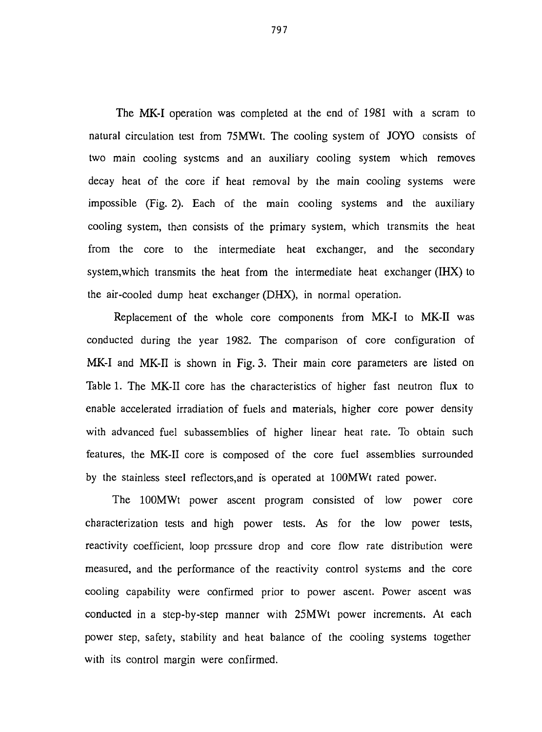The MK-I operation was completed at the end of 1981 with a scram to natural circulation test from 75MWt. The cooling system of JOYO consists of two main cooling systems and an auxiliary cooling system which removes decay heat of the core if heat removal by the main cooling systems were impossible (Fig. 2). Each of the main cooling systems and the auxiliary cooling system, then consists of the primary system, which transmits the heat from the core to the intermediate heat exchanger, and the secondary system,which transmits the heat from the intermediate heat exchanger (IHX) to the air-cooled dump heat exchanger (DHX), in normal operation.

Replacement of the whole core components from MK-I to MK-II was conducted during the year 1982. The comparison of core configuration of MK-I and MK-II is shown in Fig. 3. Their main core parameters are listed on Table 1. The MK-II core has the characteristics of higher fast neutron flux to enable accelerated irradiation of fuels and materials, higher core power density with advanced fuel subassemblies of higher linear heat rate. To obtain such features, the MK-II core is composed of the core fuel assemblies surrounded by the stainless steel reflectors,and is operated at 100MWt rated power.

The 100MWt power ascent program consisted of low power core characterization tests and high power tests. As for the low power tests, reactivity coefficient, loop pressure drop and core flow rate distribution were measured, and the performance of the reactivity control systems and the core cooling capability were confirmed prior to power ascent. Power ascent was conducted in a step-by-step manner with 25MWt power increments. At each power step, safety, stability and heat balance of the cooling systems together with its control margin were confirmed.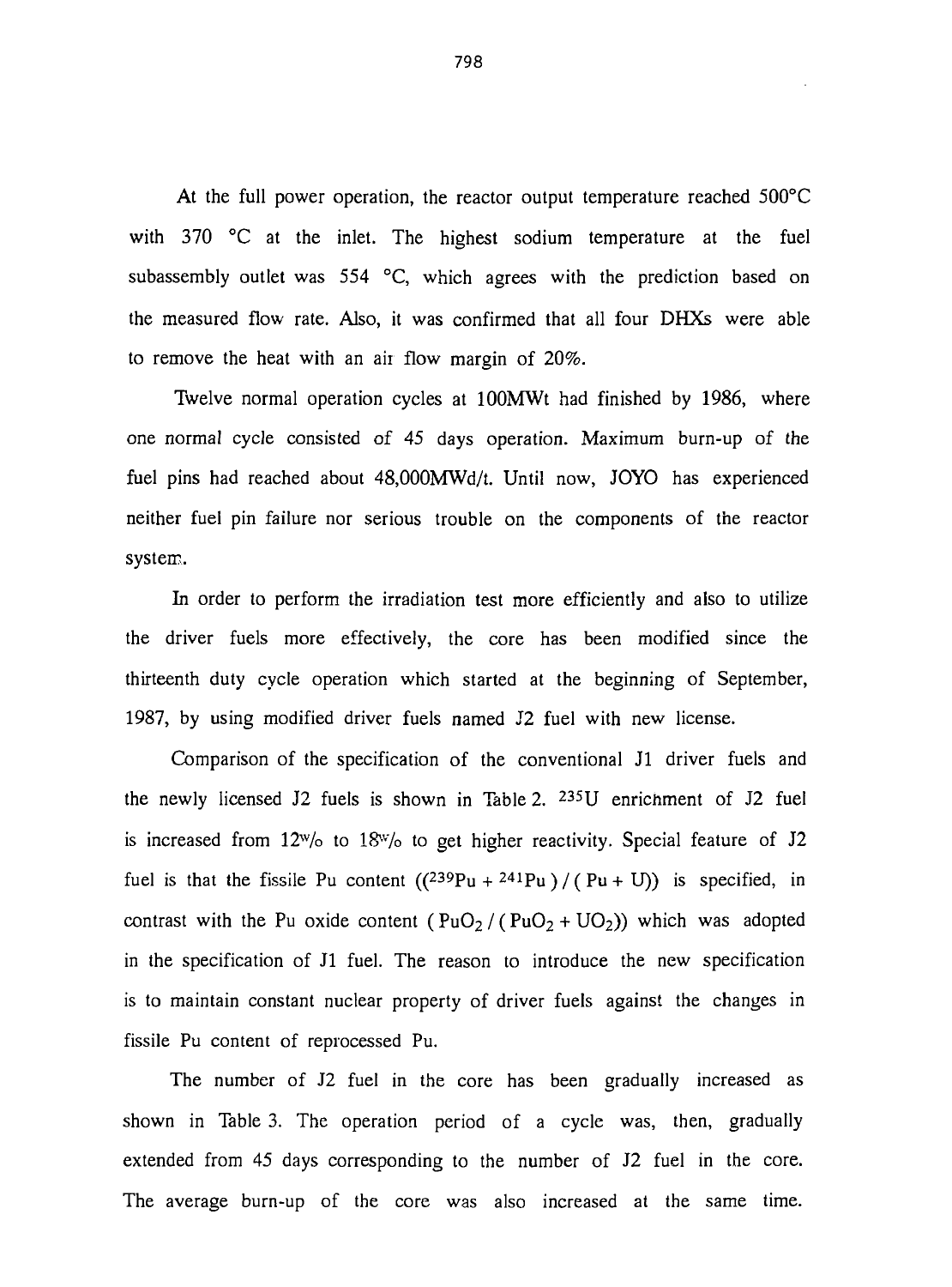At the full power operation, the reactor output temperature reached 500°C with 370 °C at the inlet. The highest sodium temperature at the fuel subassembly outlet was 554 °C, which agrees with the prediction based on the measured flow rate. Also, it was confirmed that all four DHXs were able to remove the heat with an air flow margin of 20%.

Twelve normal operation cycles at 100MWt had finished by 1986, where one normal cycle consisted of 45 days operation. Maximum burn-up of the fuel pins had reached about 48,000MWd/t. Until now, JOYO has experienced neither fuel pin failure nor serious trouble on the components of the reactor system.

In order to perform the irradiation test more efficiently and also to utilize the driver fuels more effectively, the core has been modified since the thirteenth duty cycle operation which started at the beginning of September, 1987, by using modified driver fuels named J2 fuel with new license.

Comparison of the specification of the conventional J1 driver fuels and the newly licensed J2 fuels is shown in Table 2. $^{235}U$ enrichment of J2 fuel is increased from 12w/o to 18w/o to get higher reactivity. Special feature of J2 fuel is that the fissile Pu content $((^{239}Pu + ^{241}Pu) / (Pu + U))$ is specified, in contrast with the Pu oxide content $(PuO_2 / (PuO_2 + UO_2))$ which was adopted in the specification of J1 fuel. The reason to introduce the new specification is to maintain constant nuclear property of driver fuels against the changes in fissile Pu content of reprocessed Pu.

The number of J2 fuel in the core has been gradually increased as shown in Table 3. The operation period of a cycle was, then, gradually extended from 45 days corresponding to the number of J2 fuel in the core. The average burn-up of the core was also increased at the same time.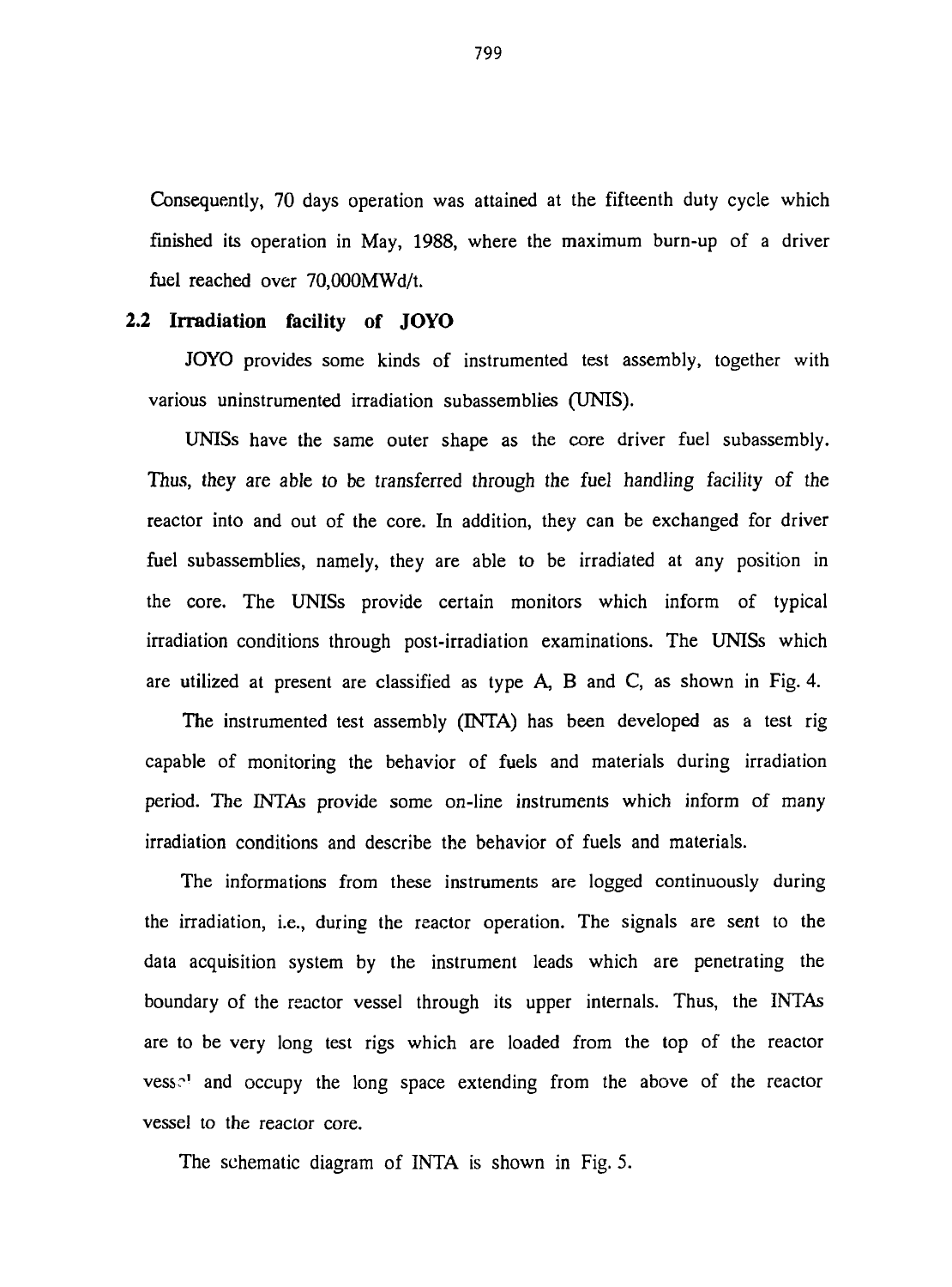Consequently, 70 days operation was attained at the fifteenth duty cycle which finished its operation in May, 1988, where the maximum burn-up of a driver fuel reached over 70,000MWd/t.

## 2.2 Irradiation facility of JOYO

JOYO provides some kinds of instrumented test assembly, together with various uninstrumented irradiation subassemblies (UNIS).

UNISs have the same outer shape as the core driver fuel subassembly. Thus, they are able to be transferred through the fuel handling facility of the reactor into and out of the core. In addition, they can be exchanged for driver fuel subassemblies, namely, they are able to be irradiated at any position in the core. The UNISs provide certain monitors which inform of typical irradiation conditions through post-irradiation examinations. The UNISs which are utilized at present are classified as type A, B and C, as shown in Fig. 4.

The instrumented test assembly (INTA) has been developed as a test rig capable of monitoring the behavior of fuels and materials during irradiation period. The INTAs provide some on-line instruments which inform of many irradiation conditions and describe the behavior of fuels and materials.

The informations from these instruments are logged continuously during the irradiation, i.e., during the reactor operation. The signals are sent to the data acquisition system by the instrument leads which are penetrating the boundary of the reactor vessel through its upper internals. Thus, the INTAs are to be very long test rigs which are loaded from the top of the reactor vessel and occupy the long space extending from the above of the reactor vessel to the reactor core.

The schematic diagram of INTA is shown in Fig. 5.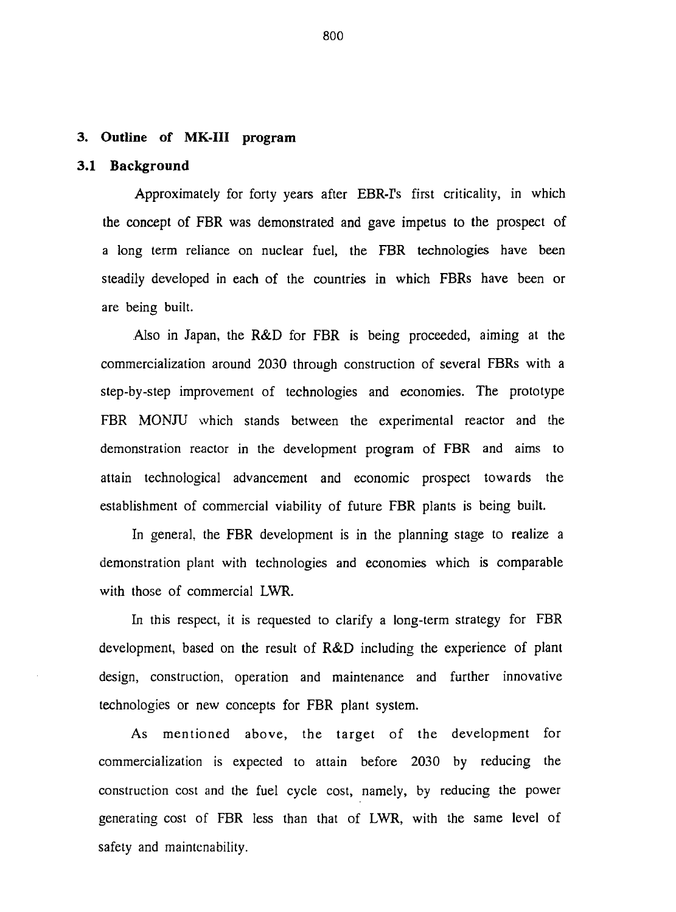## 3. Outline of MK-III program

### 3.1 Background

Approximately for forty years after EBR-I's first criticality, in which the concept of FBR was demonstrated and gave impetus to the prospect of a long term reliance on nuclear fuel, the FBR technologies have been steadily developed in each of the countries in which FBRs have been or are being built.

Also in Japan, the R&D for FBR is being proceeded, aiming at the commercialization around 2030 through construction of several FBRs with a step-by-step improvement of technologies and economies. The prototype FBR MONJU which stands between the experimental reactor and the demonstration reactor in the development program of FBR and aims to attain technological advancement and economic prospect towards the establishment of commercial viability of future FBR plants is being built.

In general, the FBR development is in the planning stage to realize a demonstration plant with technologies and economies which is comparable with those of commercial LWR.

In this respect, it is requested to clarify a long-term strategy for FBR development, based on the result of R&D including the experience of plant design, construction, operation and maintenance and further innovative technologies or new concepts for FBR plant system.

As mentioned above, the target of the development for commercialization is expected to attain before 2030 by reducing the construction cost and the fuel cycle cost, namely, by reducing the power generating cost of FBR less than that of LWR, with the same level of safety and maintenability.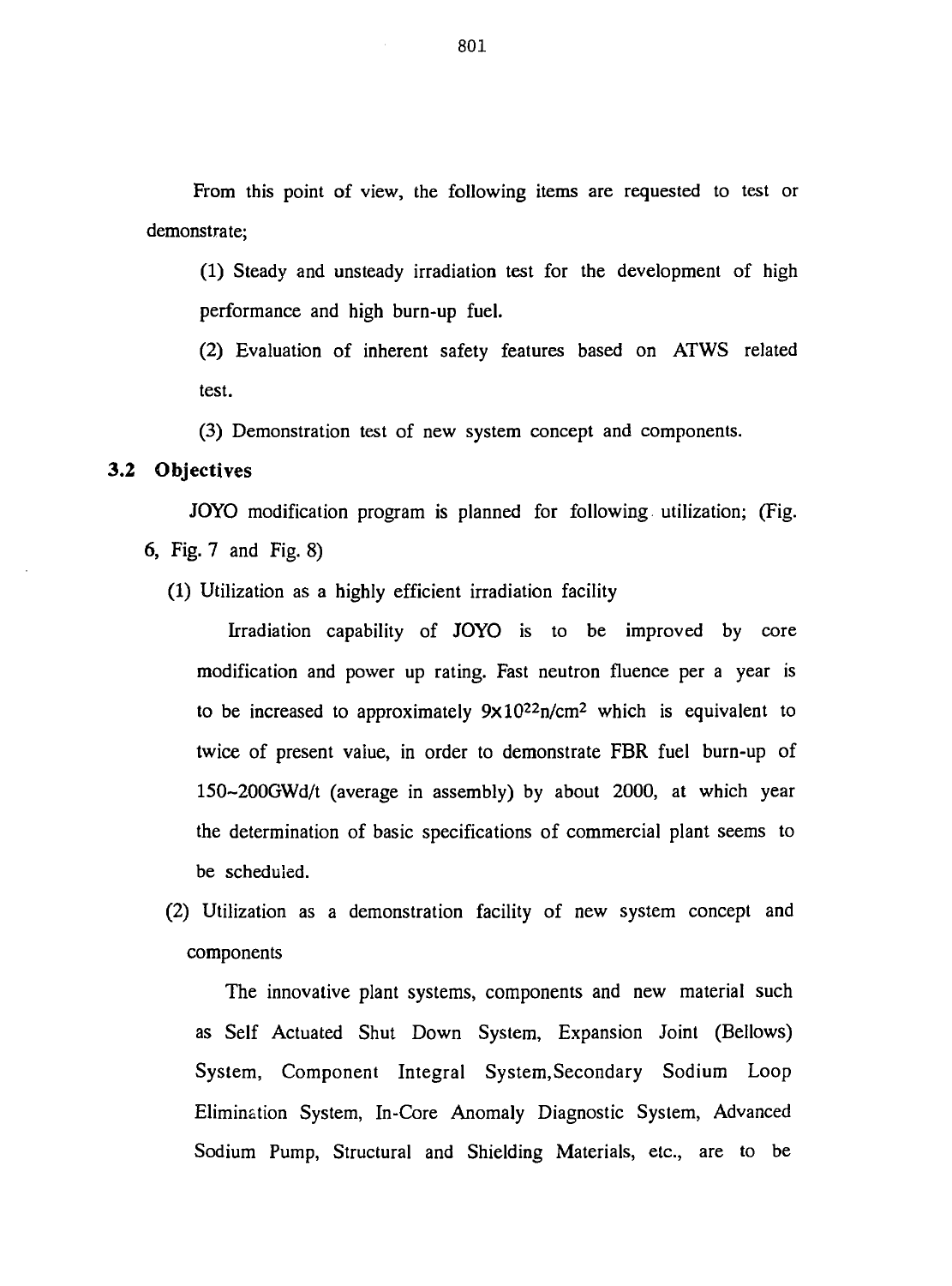From this point of view, the following items are requested to test or demonstrate;

(1) Steady and unsteady irradiation test for the development of high performance and high burn-up fuel.

(2) Evaluation of inherent safety features based on ATWS related test.

(3) Demonstration test of new system concept and components.

### 3.2 Objectives

JOYO modification program is planned for following utilization; (Fig. 6, Fig. 7 and Fig. 8)

(1) Utilization as a highly efficient irradiation facility

Irradiation capability of JOYO is to be improved by core modification and power up rating. Fast neutron fluence per a year is to be increased to approximately $9\times10^{22}$n/cm$^2$ which is equivalent to twice of present value, in order to demonstrate FBR fuel burn-up of 150~200GWd/t (average in assembly) by about 2000, at which year the determination of basic specifications of commercial plant seems to be scheduled.

(2) Utilization as a demonstration facility of new system concept and components

The innovative plant systems, components and new material such as Self Actuated Shut Down System, Expansion Joint (Bellows) System, Component Integral System,Secondary Sodium Loop Elimination System, In-Core Anomaly Diagnostic System, Advanced Sodium Pump, Structural and Shielding Materials, etc., are to be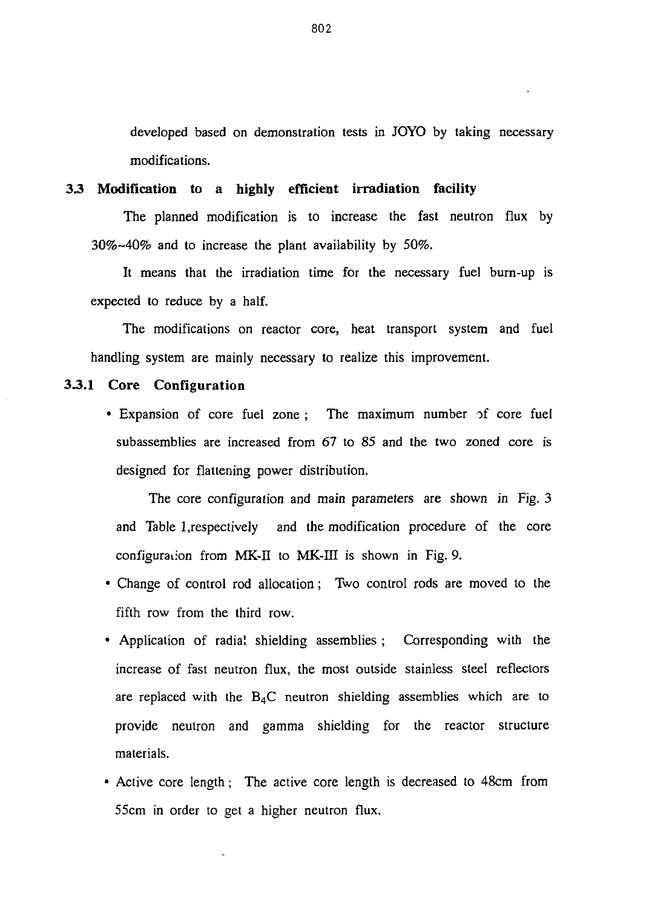developed based on demonstration tests in JOYO by taking necessary modifications.

### 3.3 Modification to a highly efficient irradiation facility

The planned modification is to increase the fast neutron flux by 30%~40% and to increase the plant availability by 50%.

It means that the irradiation time for the necessary fuel burn-up is expected to reduce by a half.

The modifications on reactor core, heat transport system and fuel handling system are mainly necessary to realize this improvement.

#### 3.3.1 Core Configuration

- Expansion of core fuel zone ; The maximum number of core fuel subassemblies are increased from 67 to 85 and the two zoned core is designed for flattening power distribution.

  The core configuration and main parameters are shown in Fig. 3 and Table 1,respectively and the modification procedure of the core configuration from MK-II to MK-III is shown in Fig. 9.

- Change of control rod allocation ; Two control rods are moved to the fifth row from the third row.
- Application of radial shielding assemblies ; Corresponding with the increase of fast neutron flux, the most outside stainless steel reflectors are replaced with the $B_4C$ neutron shielding assemblies which are to provide neutron and gamma shielding for the reactor structure materials.
- Active core length ; The active core length is decreased to 48cm from 55cm in order to get a higher neutron flux.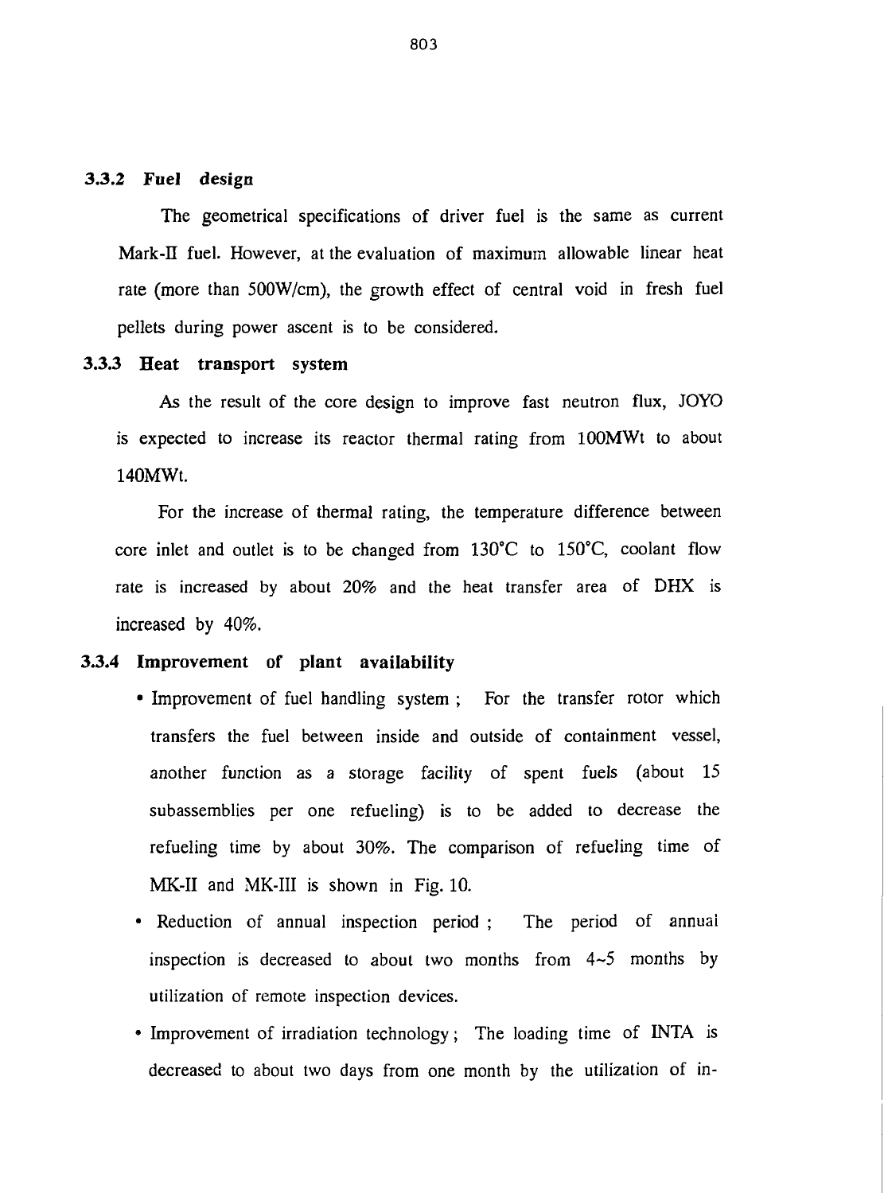### 3.3.2 Fuel design

The geometrical specifications of driver fuel is the same as current Mark-II fuel. However, at the evaluation of maximum allowable linear heat rate (more than 500W/cm), the growth effect of central void in fresh fuel pellets during power ascent is to be considered.

### 3.3.3 Heat transport system

As the result of the core design to improve fast neutron flux, JOYO is expected to increase its reactor thermal rating from 100MWt to about 140MWt.

For the increase of thermal rating, the temperature difference between core inlet and outlet is to be changed from 130°C to 150°C, coolant flow rate is increased by about 20% and the heat transfer area of DHX is increased by 40%.

### 3.3.4 Improvement of plant availability

- Improvement of fuel handling system ; For the transfer rotor which transfers the fuel between inside and outside of containment vessel, another function as a storage facility of spent fuels (about 15 subassemblies per one refueling) is to be added to decrease the refueling time by about 30%. The comparison of refueling time of MK-II and MK-III is shown in Fig. 10.
- Reduction of annual inspection period ; The period of annual inspection is decreased to about two months from 4~5 months by utilization of remote inspection devices.
- Improvement of irradiation technology ; The loading time of INTA is decreased to about two days from one month by the utilization of in-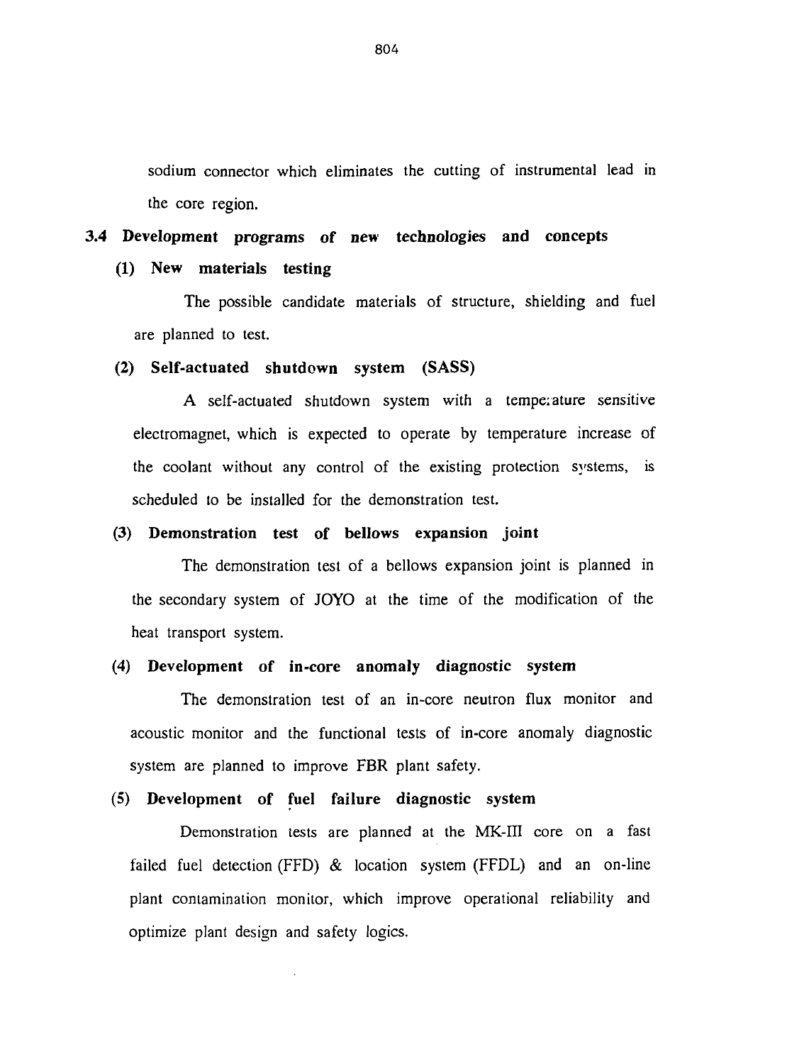sodium connector which eliminates the cutting of instrumental lead in the core region.

## 3.4 Development programs of new technologies and concepts

### (1) New materials testing

The possible candidate materials of structure, shielding and fuel are planned to test.

### (2) Self-actuated shutdown system (SASS)

A self-actuated shutdown system with a temperature sensitive electromagnet, which is expected to operate by temperature increase of the coolant without any control of the existing protection systems, is scheduled to be installed for the demonstration test.

### (3) Demonstration test of bellows expansion joint

The demonstration test of a bellows expansion joint is planned in the secondary system of JOYO at the time of the modification of the heat transport system.

### (4) Development of in-core anomaly diagnostic system

The demonstration test of an in-core neutron flux monitor and acoustic monitor and the functional tests of in-core anomaly diagnostic system are planned to improve FBR plant safety.

### (5) Development of fuel failure diagnostic system

Demonstration tests are planned at the MK-III core on a fast failed fuel detection (FFD) & location system (FFDL) and an on-line plant contamination monitor, which improve operational reliability and optimize plant design and safety logics.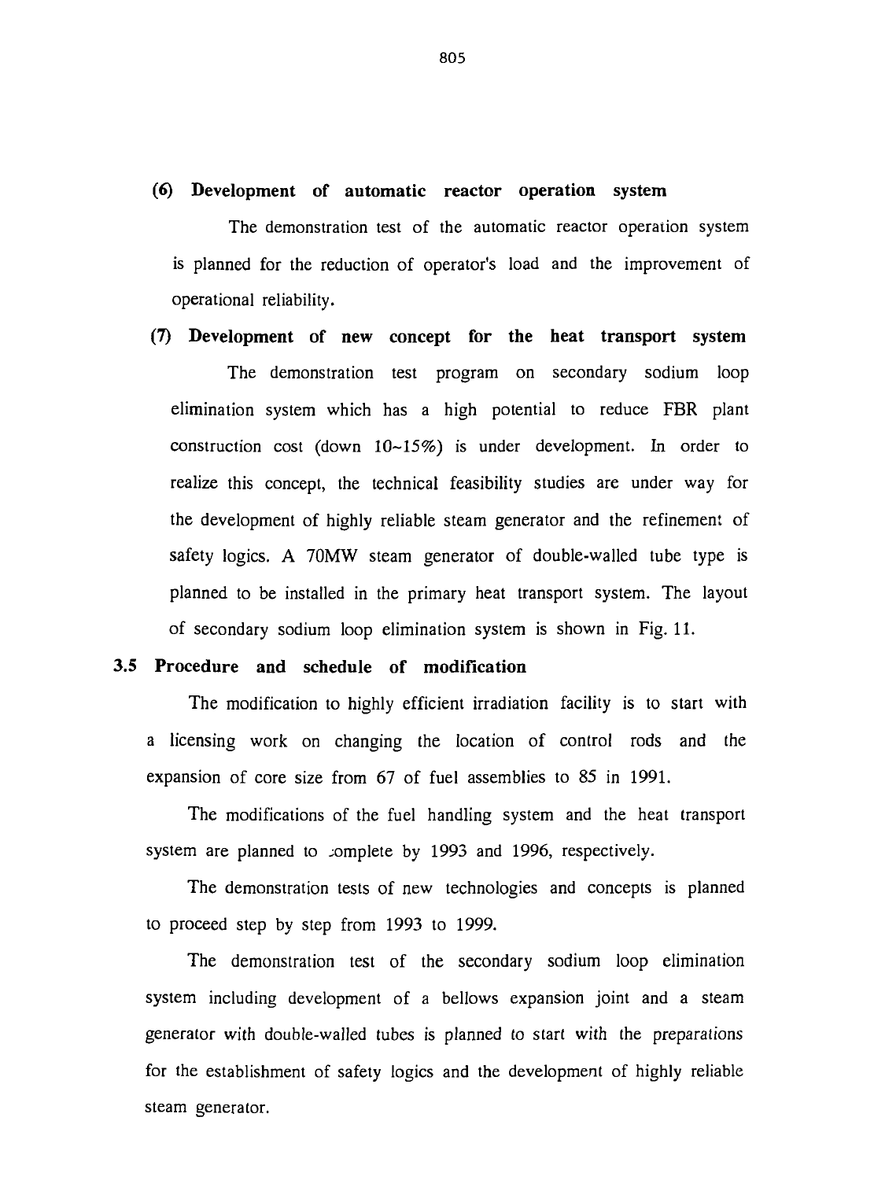**(6) Development of automatic reactor operation system**

The demonstration test of the automatic reactor operation system is planned for the reduction of operator's load and the improvement of operational reliability.

**(7) Development of new concept for the heat transport system**

The demonstration test program on secondary sodium loop elimination system which has a high potential to reduce FBR plant construction cost (down 10~15%) is under development. In order to realize this concept, the technical feasibility studies are under way for the development of highly reliable steam generator and the refinement of safety logics. A 70MW steam generator of double-walled tube type is planned to be installed in the primary heat transport system. The layout of secondary sodium loop elimination system is shown in Fig. 11.

## 3.5 Procedure and schedule of modification

The modification to highly efficient irradiation facility is to start with a licensing work on changing the location of control rods and the expansion of core size from 67 of fuel assemblies to 85 in 1991.

The modifications of the fuel handling system and the heat transport system are planned to complete by 1993 and 1996, respectively.

The demonstration tests of new technologies and concepts is planned to proceed step by step from 1993 to 1999.

The demonstration test of the secondary sodium loop elimination system including development of a bellows expansion joint and a steam generator with double-walled tubes is planned to start with the preparations for the establishment of safety logics and the development of highly reliable steam generator.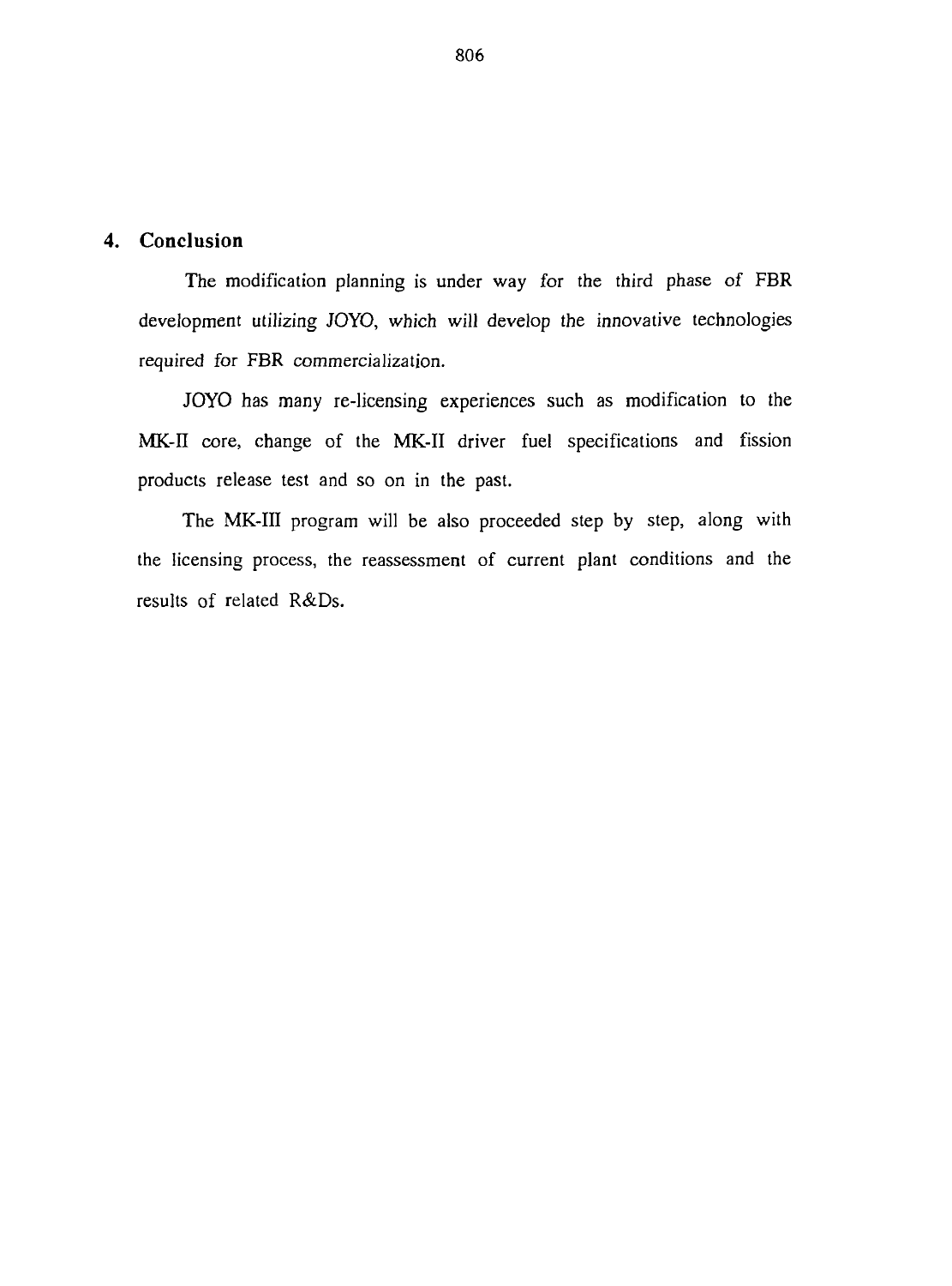## 4. Conclusion

The modification planning is under way for the third phase of FBR development utilizing JOYO, which will develop the innovative technologies required for FBR commercialization.

JOYO has many re-licensing experiences such as modification to the MK-II core, change of the MK-II driver fuel specifications and fission products release test and so on in the past.

The MK-III program will be also proceeded step by step, along with the licensing process, the reassessment of current plant conditions and the results of related R&Ds.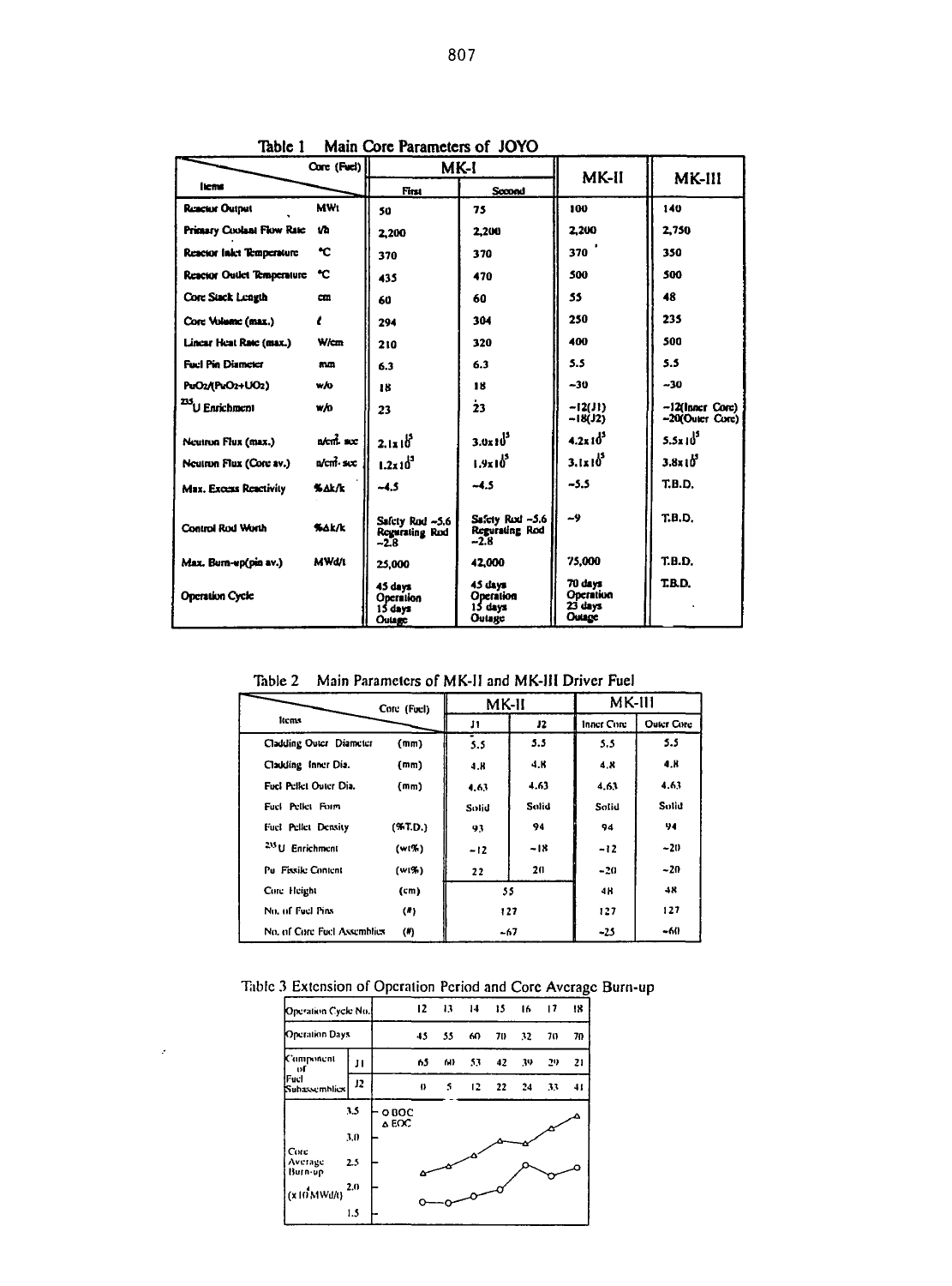Table 1 Main Core Parameters of JOYO

| Items | | MK-I First | MK-I Second | MK-II | MK-III |
|---|---|---|---|---|---|
| Reactor Output | MWt | 50 | 75 | 100 | 140 |
| Primary Coolant Flow Rate | t/h | 2,200 | 2,200 | 2,200 | 2,750 |
| Reactor Inlet Temperature | °C | 370 | 370 | 370 | 350 |
| Reactor Outlet Temperature | °C | 435 | 470 | 500 | 500 |
| Core Stack Length | cm | 60 | 60 | 55 | 48 |
| Core Volume (max.) | ℓ | 294 | 304 | 250 | 235 |
| Linear Heat Rate (max.) | W/cm | 210 | 320 | 400 | 500 |
| Fuel Pin Diameter | mm | 6.3 | 6.3 | 5.5 | 5.5 |
| $PuO_2/(PuO_2+UO_2)$ | w/o | 18 | 18 | ~30 | ~30 |
| $^{235}U$ Enrichment | w/o | 23 | 23 | ~12(J1) ~18(J2) | ~12(Inner Core) ~20(Outer Core) |
| Neutron Flux (max.) | $n/cm^2 \cdot sec$ | $2.1\times10^{15}$ | $3.0\times10^{15}$ | $4.2\times10^{15}$ | $5.5\times10^{15}$ |
| Neutron Flux (Core av.) | $n/cm^2 \cdot sec$ | $1.2\times10^{15}$ | $1.9\times10^{15}$ | $3.1\times10^{15}$ | $3.8\times10^{15}$ |
| Max. Excess Reactivity | %Δk/k | ~4.5 | ~4.5 | ~5.5 | T.B.D. |
| Control Rod Worth | %Δk/k | Safety Rod ~5.6 Regurating Rod ~2.8 | Safety Rod ~5.6 Regurating Rod ~2.8 | ~9 | T.B.D. |
| Max. Burn-up(pin av.) | MWd/t | 25,000 | 42,000 | 75,000 | T.B.D. |
| Operation Cycle | | 45 days Operation 15 days Outage | 45 days Operation 15 days Outage | 70 days Operation 23 days Outage | T.B.D. |

Table 2 Main Parameters of MK-II and MK-III Driver Fuel

| Items | | MK-II J1 | MK-II J2 | MK-III Inner Core | MK-III Outer Core |
|---|---|---|---|---|---|
| Cladding Outer Diameter | (mm) | 5.5 | 5.5 | 5.5 | 5.5 |
| Cladding Inner Dia. | (mm) | 4.8 | 4.8 | 4.8 | 4.8 |
| Fuel Pellet Outer Dia. | (mm) | 4.63 | 4.63 | 4.63 | 4.63 |
| Fuel Pellet Form | | Solid | Solid | Solid | Solid |
| Fuel Pellet Density | (%T.D.) | 93 | 94 | 94 | 94 |
| $^{235}U$ Enrichment | (wt%) | ~12 | ~18 | ~12 | ~20 |
| Pu Fissile Content | (wt%) | 22 | 20 | ~20 | ~20 |
| Core Height | (cm) | 55 | | 48 | 48 |
| No. of Fuel Pins | (#) | 127 | | 127 | 127 |
| No. of Core Fuel Assemblies | (#) | ~67 | | ~25 | ~60 |

Table 3 Extension of Operation Period and Core Average Burn-up

| Operation Cycle No. | | 12 | 13 | 14 | 15 | 16 | 17 | 18 |
|---|---|---|---|---|---|---|---|---|
| Operation Days | | 45 | 55 | 60 | 70 | 32 | 70 | 70 |
| Component of Fuel Subassemblies | J1 | 65 | 60 | 53 | 42 | 39 | 29 | 21 |
| | J2 | 0 | 5 | 12 | 22 | 24 | 33 | 41 |

Core Average Burn-up ($\times10^4$ MWd/t): ○ BOC, △ EOC (plot, axis 1.5–3.5)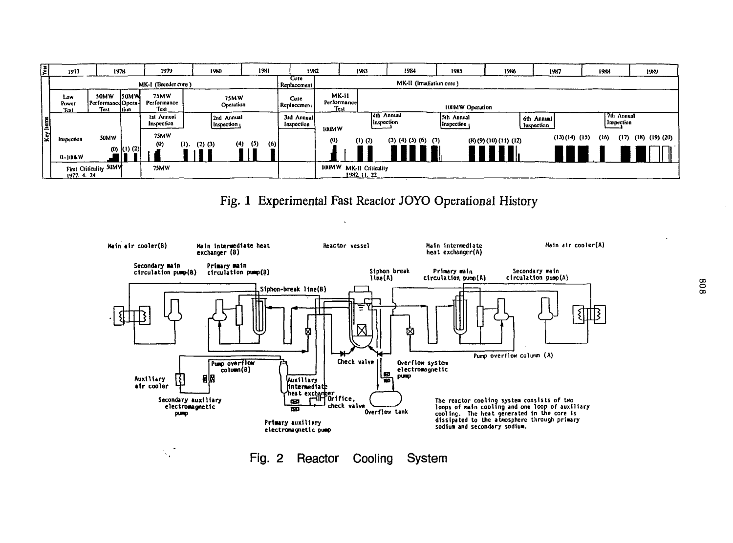Fig. 1 Experimental Fast Reactor JOYO Operational History

The reactor cooling system consists of two loops of main cooling and one loop of auxiliary cooling. The heat generated in the core is dissipated to the atmosphere through primary sodium and secondary sodium.

Fig. 2 Reactor Cooling System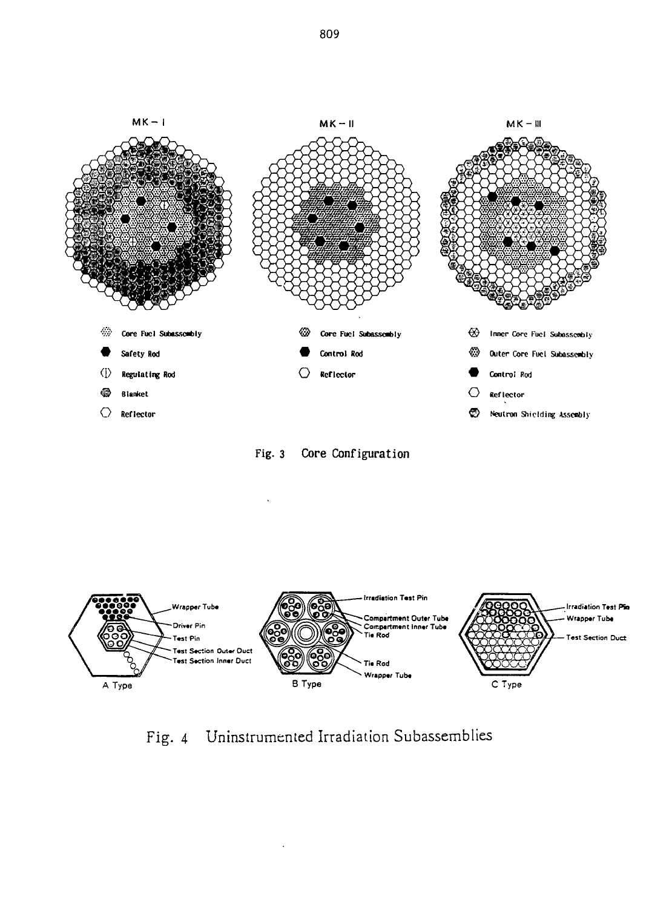MK－I

- Core Fuel Subassembly
- Safety Rod
- Regulating Rod
- Blanket
- Reflector

MK－II

- Core Fuel Subassembly
- Control Rod
- Reflector

MK－III

- Inner Core Fuel Subassembly
- Outer Core Fuel Subassembly
- Control Rod
- Reflector
- Neutron Shielding Assembly

Fig. 3 Core Configuration

A Type: Wrapper Tube, Driver Pin, Test Pin, Test Section Outer Duct, Test Section Inner Duct

B Type: Irradiation Test Pin, Compartment Outer Tube, Compartment Inner Tube, Tie Rod, Tie Rod, Wrapper Tube

C Type: Irradiation Test Pin, Wrapper Tube, Test Section Duct

Fig. 4 Uninstrumented Irradiation Subassemblies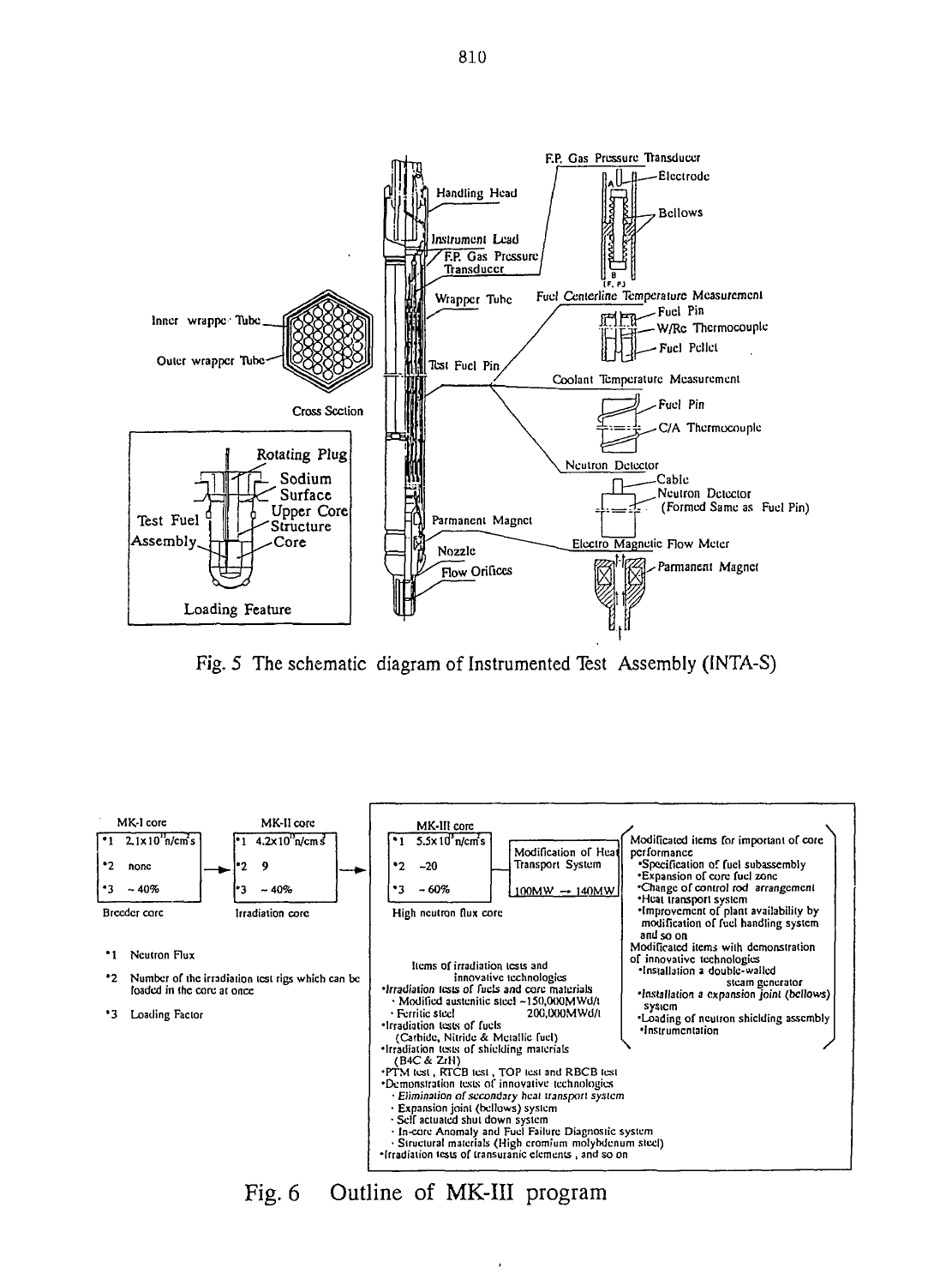Fig. 5 The schematic diagram of Instrumented Test Assembly (INTA-S)

**MK-I core** (Breeder core)

- *1 $2.1\times10^{15}$ n/cm²s
- *2 none
- *3 ~40%

→ **MK-II core** (Irradiation core)

- *1 $4.2\times10^{15}$ n/cm²s
- *2 9
- *3 ~40%

→ **MK-III core** (High neutron flux core)

- *1 $5.5\times10^{15}$ n/cm²s
- *2 ~20
- *3 ~60%

Modification of Heat Transport System: 100MW → 140MW

*1 Neutron Flux

*2 Number of the irradiation test rigs which can be loaded in the core at once

*3 Loading Factor

Modificated items for important of core performance

- Specification of fuel subassembly
- Expansion of core fuel zone
- Change of control rod arrangement
- Heat transport system
- Improvement of plant availability by modification of fuel handling system and so on

Modificated items with demonstration of innovative technologies

- Installation a double-walled steam generator
- Installation a expansion joint (bellows) system
- Loading of neutron shielding assembly
- Instrumentation

Items of irradiation tests and innovative technologies

- Irradiation tests of fuels and core materials
  - Modified austenitic steel ~150,000MWd/t
  - Ferritic steel 200,000MWd/t
- Irradiation tests of fuels (Carbide, Nitride & Metallic fuel)
- Irradiation tests of shielding materials ($B_4C$ & ZrH)
- PTM test, RTCB test, TOP test and RBCB test
- Demonstration tests of innovative technologies
  - Elimination of secondary heat transport system
  - Expansion joint (bellows) system
  - Self actuated shut down system
  - In-core Anomaly and Fuel Failure Diagnostic system
  - Structural materials (High cromium molybdenum steel)
- Irradiation tests of transuranic elements, and so on

Fig. 6 Outline of MK-III program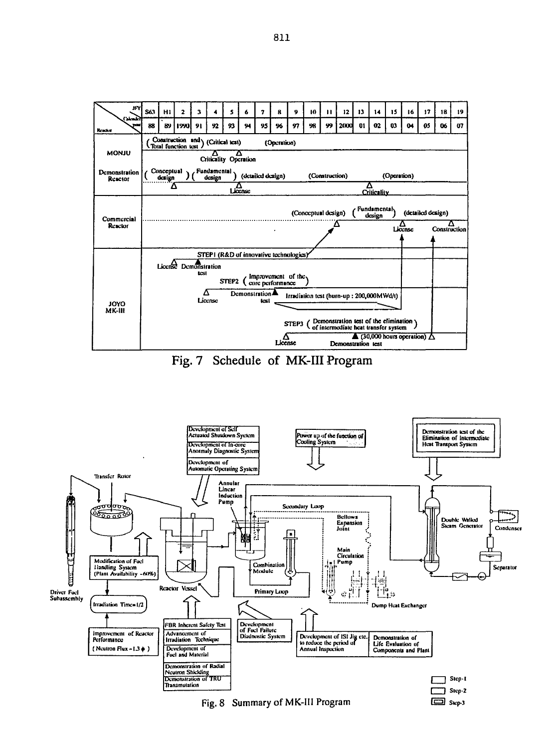| JFY / Calendar year / Reactor | S63 | H1 | 2 | 3 | 4 | 5 | 6 | 7 | 8 | 9 | 10 | 11 | 12 | 13 | 14 | 15 | 16 | 17 | 18 | 19 |
|---|---|---|---|---|---|---|---|---|---|---|---|---|---|---|---|---|---|---|---|---|
| | 88 | 89 | 1990 | 91 | 92 | 93 | 94 | 95 | 96 | 97 | 98 | 99 | 2000 | 01 | 02 | 03 | 04 | 05 | 06 | 07 |

MONJU: (Construction and Total function test) (Critical test) (Operation); Criticality, Operation

Demonstration Reactor: (Conceptual design) (Fundamental design) (detailed design) (Construction) (Operation); License, Criticality

Commercial Reactor: (Conceptual design) (Fundamental design) (detailed design); License, Construction

JOYO MK-III:
- STEP1 (R&D of innovative technologies); License, Demonstration test
- STEP2 (Improvement of the core performance); License, Demonstration test, Irradiation test (burn-up : 200,000MWd/t)
- STEP3 (Demonstration test of the elimination of intermediate heat transfer system); License, Demonstration test (30,000 hours operation)

Fig. 7 Schedule of MK-III Program

Transfer Rotor; Driver Fuel Subassembly; Modification of Fuel Handling System (Plant Availability ~60%); Irradiation Time=1/2; Improvement of Reactor Performance (Neutron Flux ~1.3 $\phi$ ); Development of Self Actuated Shutdown System; Development of In-core Anormaly Diagnostic System; Development of Automatic Operating System; Reactor Vessel; FBR Inherent Safety Test; Advancement of Irradiation Technique; Development of Fuel and Material; Demonstration of Radial Neutron Shielding; Demonstration of TRU Transmutation; Annular Linear Induction Pump; Combination Module; Primary Loop; Development of Fuel Failure Diadnostic System; Power up of the function of Cooling System; Secondary Loop; Bellows Expansion Joint; Main Circulation Pump; Dump Heat Exchanger; Development of ISI Jig etc. to reduce the period of Annual Inspection; Demonstration of Life Evaluation of Components and Plant; Demonstration test of the Elimination of Intermediate Heat Transport System; Double Walled Steam Generator; Condenser; Separator; Step-1; Step-2; Step-3

Fig. 8 Summary of MK-III Program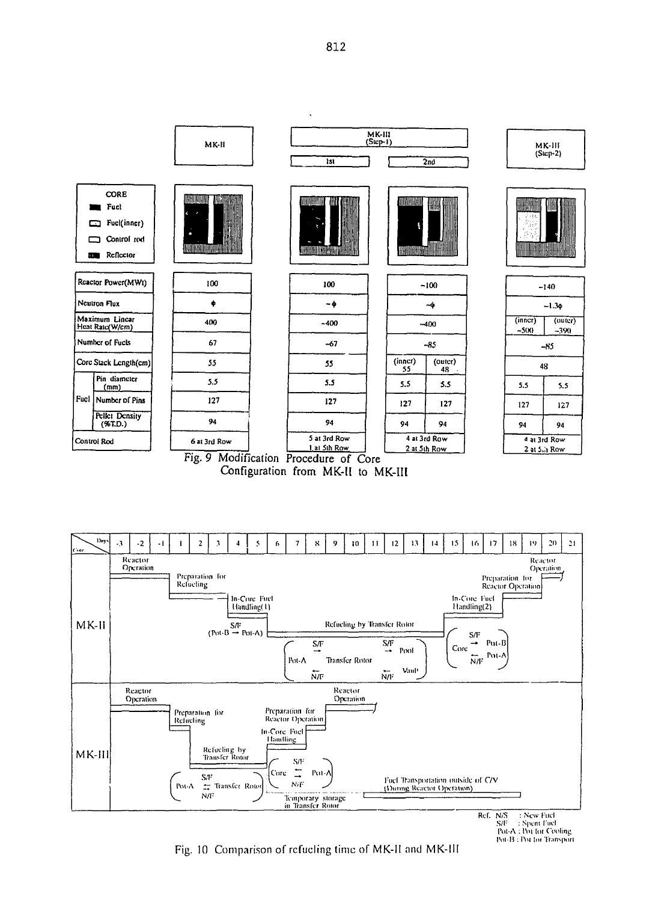| | MK-II | MK-III (Step-1) 1st | | MK-III (Step-1) 2nd | | MK-III (Step-2) | |
|---|---|---|---|---|---|---|---|
| Reactor Power(MWt) | 100 | 100 | | ~100 | | ~140 | |
| Neutron Flux | $\phi$ | ~$\phi$ | | ~$\phi$ | | ~1.3$\phi$ | |
| Maximum Linear Heat Rate(W/cm) | 400 | ~400 | | ~400 | | (inner) ~500 | (outer) ~390 |
| Number of Fuels | 67 | ~67 | | ~85 | | ~85 | |
| Core Stack Length(cm) | 55 | 55 | | (inner) 55 | (outer) 48 | 48 | |
| Fuel: Pin diameter (mm) | 5.5 | 5.5 | | 5.5 | 5.5 | 5.5 | 5.5 |
| Fuel: Number of Pins | 127 | 127 | | 127 | 127 | 127 | 127 |
| Fuel: Pellet Density (%T.D.) | 94 | 94 | | 94 | 94 | 94 | 94 |
| Control Rod | 6 at 3rd Row | 5 at 3rd Row, 1 at 5th Row | | 4 at 3rd Row, 2 at 5th Row | | 4 at 3rd Row, 2 at 5th Row | |

CORE: Fuel; Fuel(inner); Control rod; Reflector

Fig. 9 Modification Procedure of Core Configuration from MK-II to MK-III

Ref. N/F : New Fuel
S/F : Spent Fuel
Pot-A : Pot for Cooling
Pot-B : Pot for Transport

Fig. 10 Comparison of refueling time of MK-II and MK-III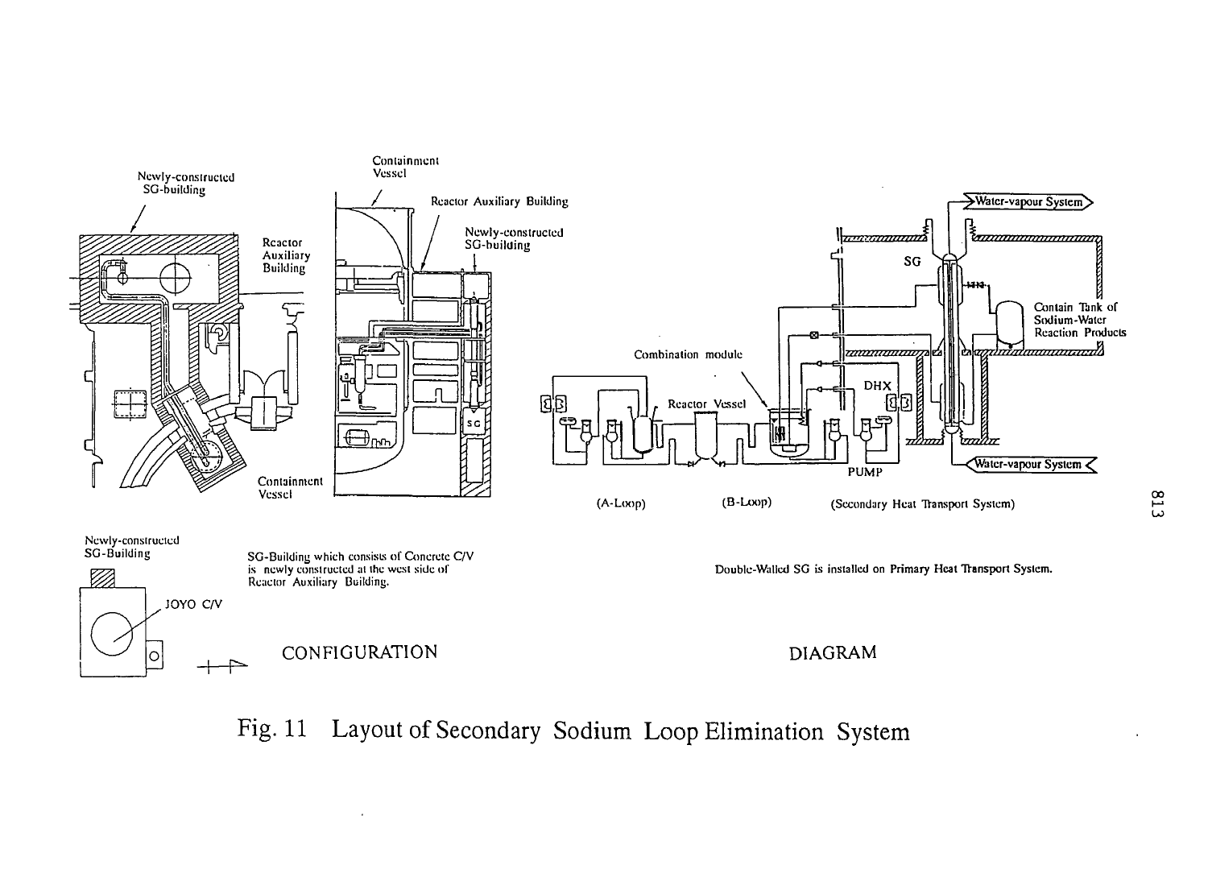Newly-constructed SG-building

Containment Vessel

Reactor Auxiliary Building

Reactor Auxiliary Building

Newly-constructed SG-building

Containment Vessel

SG

Newly-constructed SG-Building

JOYO C/V

SG-Building which consists of Concrete C/V is newly constructed at the west side of Reactor Auxiliary Building.

CONFIGURATION

Water-vapour System

SG

Contain Tank of Sodium-Water Reaction Products

Combination module

DHX

Reactor Vessel

PUMP

Water-vapour System

(A-Loop) (B-Loop) (Secondary Heat Transport System)

Double-Walled SG is installed on Primary Heat Transport System.

DIAGRAM

Fig. 11 Layout of Secondary Sodium Loop Elimination System